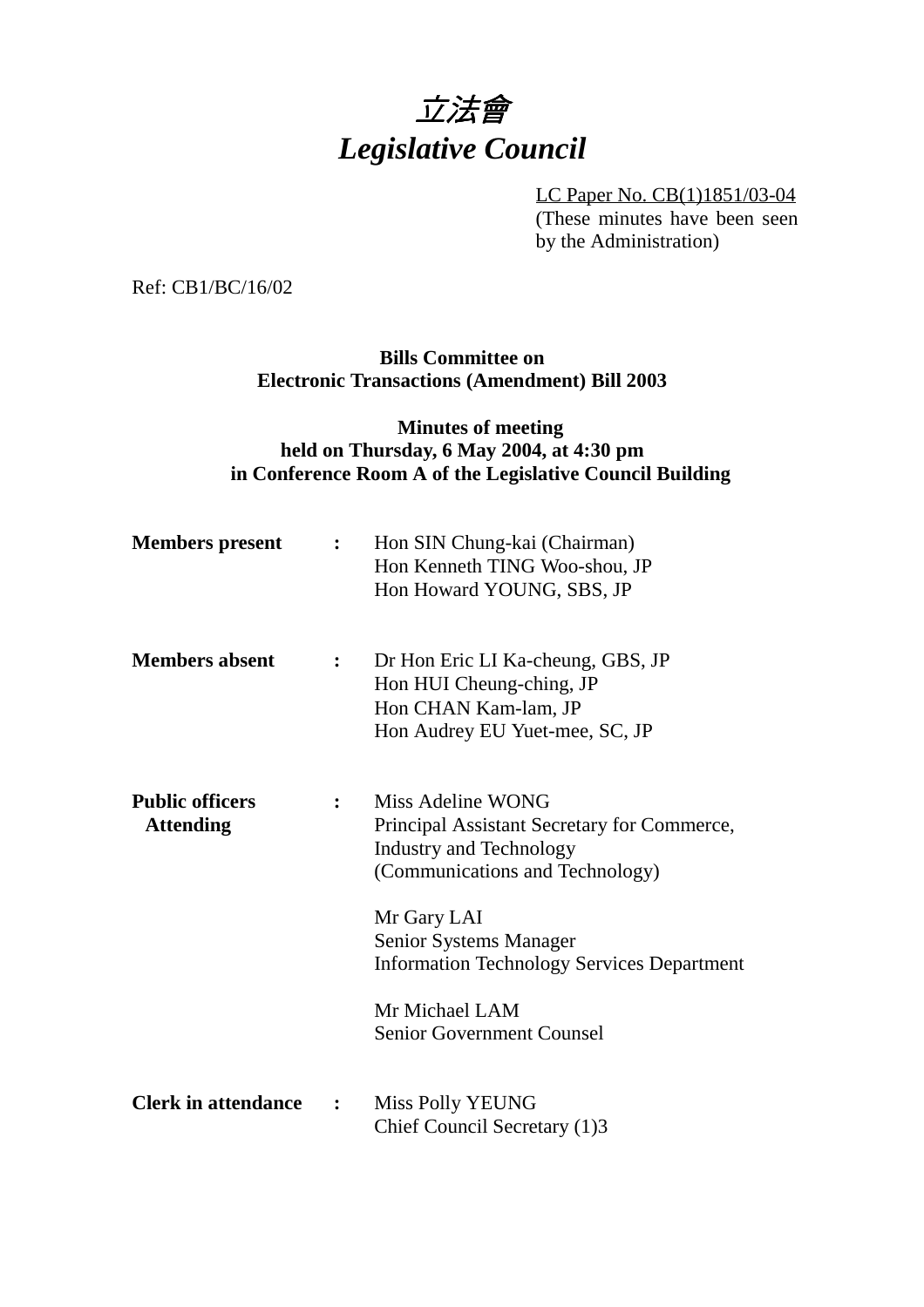# *立法會*
# *Legislative Council*

LC Paper No. CB(1)1851/03-04
(These minutes have been seen by the Administration)

Ref: CB1/BC/16/02

**Bills Committee on**
**Electronic Transactions (Amendment) Bill 2003**

**Minutes of meeting**
**held on Thursday, 6 May 2004, at 4:30 pm**
**in Conference Room A of the Legislative Council Building**

| | | |
|---|---|---|
| **Members present** | **:** | Hon SIN Chung-kai (Chairman)<br>Hon Kenneth TING Woo-shou, JP<br>Hon Howard YOUNG, SBS, JP |
| **Members absent** | **:** | Dr Hon Eric LI Ka-cheung, GBS, JP<br>Hon HUI Cheung-ching, JP<br>Hon CHAN Kam-lam, JP<br>Hon Audrey EU Yuet-mee, SC, JP |
| **Public officers Attending** | **:** | Miss Adeline WONG<br>Principal Assistant Secretary for Commerce, Industry and Technology<br>(Communications and Technology)<br><br>Mr Gary LAI<br>Senior Systems Manager<br>Information Technology Services Department<br><br>Mr Michael LAM<br>Senior Government Counsel |
| **Clerk in attendance** | **:** | Miss Polly YEUNG<br>Chief Council Secretary (1)3 |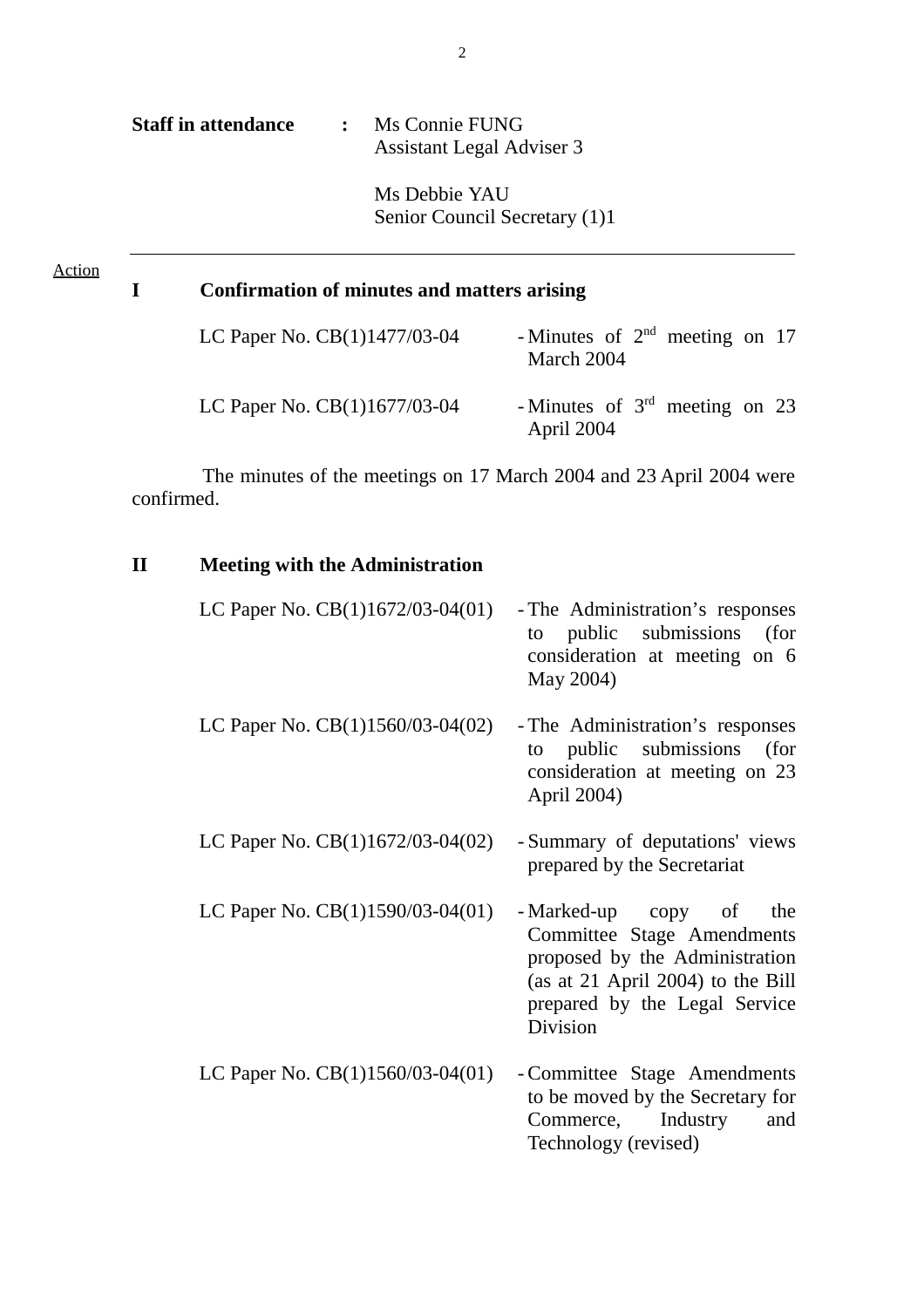**Staff in attendance** : Ms Connie FUNG
Assistant Legal Adviser 3

Ms Debbie YAU
Senior Council Secretary (1)1

---

Action

## I Confirmation of minutes and matters arising

| | |
|---|---|
| LC Paper No. CB(1)1477/03-04 | - Minutes of 2nd meeting on 17 March 2004 |
| LC Paper No. CB(1)1677/03-04 | - Minutes of 3rd meeting on 23 April 2004 |

The minutes of the meetings on 17 March 2004 and 23 April 2004 were confirmed.

## II Meeting with the Administration

| | |
|---|---|
| LC Paper No. CB(1)1672/03-04(01) | - The Administration's responses to public submissions (for consideration at meeting on 6 May 2004) |
| LC Paper No. CB(1)1560/03-04(02) | - The Administration's responses to public submissions (for consideration at meeting on 23 April 2004) |
| LC Paper No. CB(1)1672/03-04(02) | - Summary of deputations' views prepared by the Secretariat |
| LC Paper No. CB(1)1590/03-04(01) | - Marked-up copy of the Committee Stage Amendments proposed by the Administration (as at 21 April 2004) to the Bill prepared by the Legal Service Division |
| LC Paper No. CB(1)1560/03-04(01) | - Committee Stage Amendments to be moved by the Secretary for Commerce, Industry and Technology (revised) |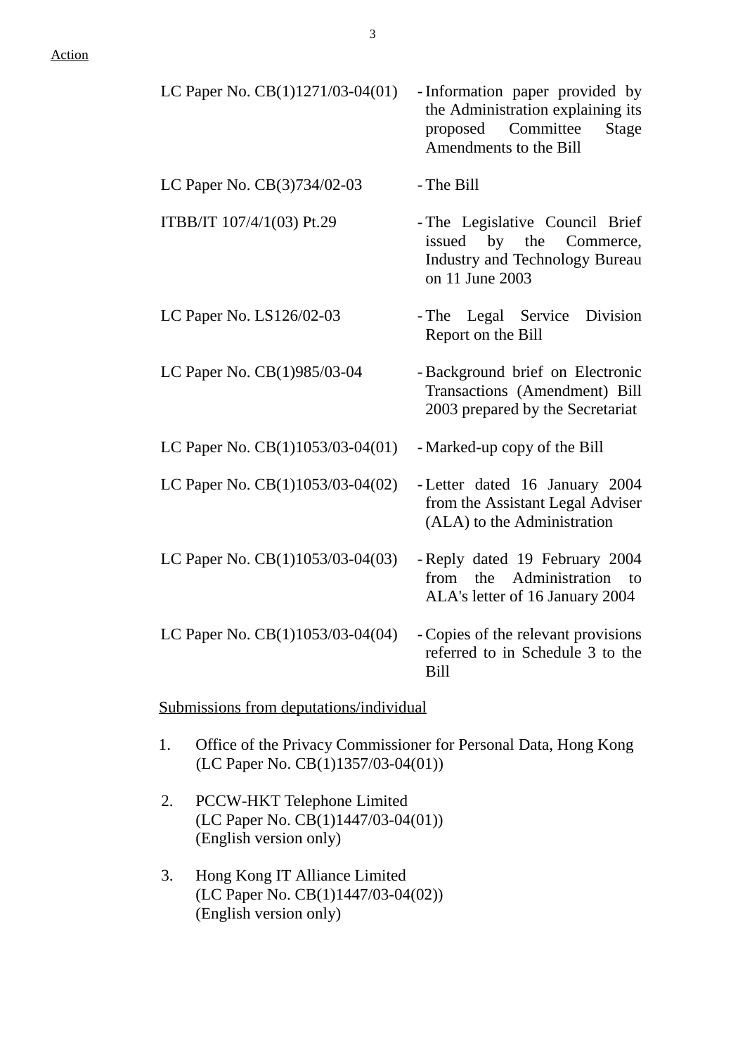Action

| | |
|---|---|
| LC Paper No. CB(1)1271/03-04(01) | - Information paper provided by the Administration explaining its proposed Committee Stage Amendments to the Bill |
| LC Paper No. CB(3)734/02-03 | - The Bill |
| ITBB/IT 107/4/1(03) Pt.29 | - The Legislative Council Brief issued by the Commerce, Industry and Technology Bureau on 11 June 2003 |
| LC Paper No. LS126/02-03 | - The Legal Service Division Report on the Bill |
| LC Paper No. CB(1)985/03-04 | - Background brief on Electronic Transactions (Amendment) Bill 2003 prepared by the Secretariat |
| LC Paper No. CB(1)1053/03-04(01) | - Marked-up copy of the Bill |
| LC Paper No. CB(1)1053/03-04(02) | - Letter dated 16 January 2004 from the Assistant Legal Adviser (ALA) to the Administration |
| LC Paper No. CB(1)1053/03-04(03) | - Reply dated 19 February 2004 from the Administration to ALA's letter of 16 January 2004 |
| LC Paper No. CB(1)1053/03-04(04) | - Copies of the relevant provisions referred to in Schedule 3 to the Bill |

<u>Submissions from deputations/individual</u>

1. Office of the Privacy Commissioner for Personal Data, Hong Kong
   (LC Paper No. CB(1)1357/03-04(01))

2. PCCW-HKT Telephone Limited
   (LC Paper No. CB(1)1447/03-04(01))
   (English version only)

3. Hong Kong IT Alliance Limited
   (LC Paper No. CB(1)1447/03-04(02))
   (English version only)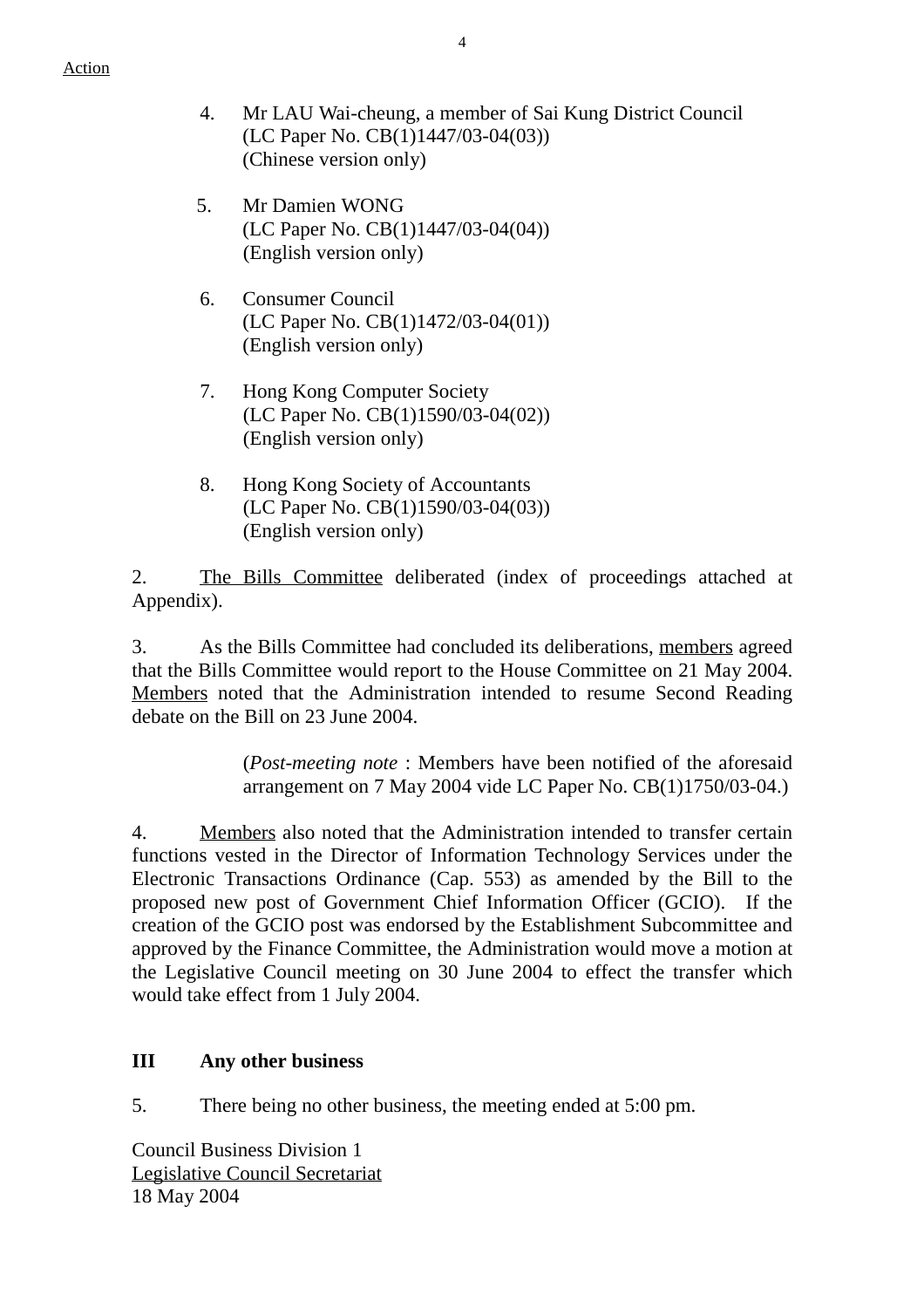Action

4. Mr LAU Wai-cheung, a member of Sai Kung District Council
(LC Paper No. CB(1)1447/03-04(03))
(Chinese version only)

5. Mr Damien WONG
(LC Paper No. CB(1)1447/03-04(04))
(English version only)

6. Consumer Council
(LC Paper No. CB(1)1472/03-04(01))
(English version only)

7. Hong Kong Computer Society
(LC Paper No. CB(1)1590/03-04(02))
(English version only)

8. Hong Kong Society of Accountants
(LC Paper No. CB(1)1590/03-04(03))
(English version only)

2. The Bills Committee deliberated (index of proceedings attached at Appendix).

3. As the Bills Committee had concluded its deliberations, members agreed that the Bills Committee would report to the House Committee on 21 May 2004. Members noted that the Administration intended to resume Second Reading debate on the Bill on 23 June 2004.

> (*Post-meeting note* : Members have been notified of the aforesaid arrangement on 7 May 2004 vide LC Paper No. CB(1)1750/03-04.)

4. Members also noted that the Administration intended to transfer certain functions vested in the Director of Information Technology Services under the Electronic Transactions Ordinance (Cap. 553) as amended by the Bill to the proposed new post of Government Chief Information Officer (GCIO). If the creation of the GCIO post was endorsed by the Establishment Subcommittee and approved by the Finance Committee, the Administration would move a motion at the Legislative Council meeting on 30 June 2004 to effect the transfer which would take effect from 1 July 2004.

**III Any other business**

5. There being no other business, the meeting ended at 5:00 pm.

Council Business Division 1
Legislative Council Secretariat
18 May 2004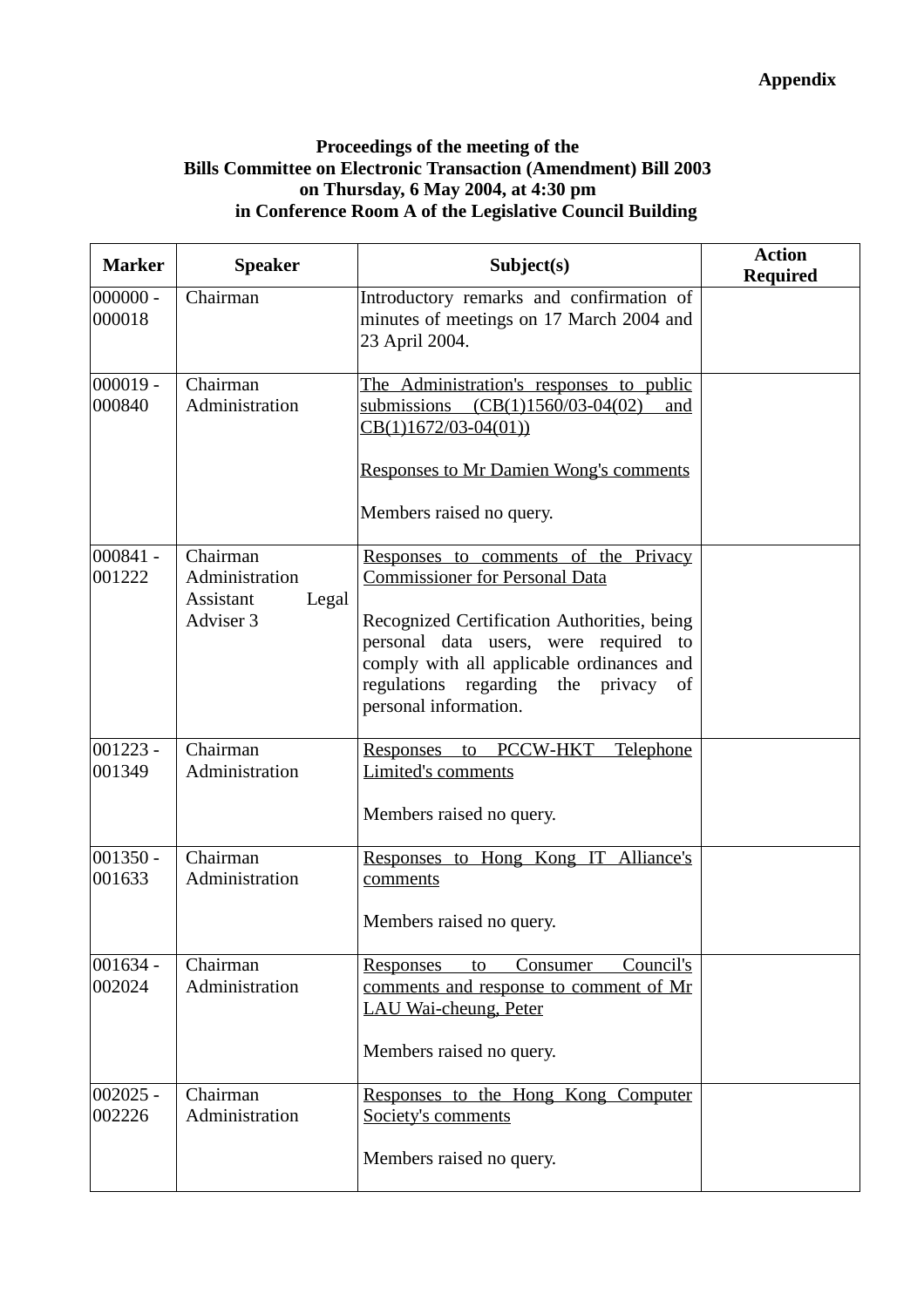**Appendix**

**Proceedings of the meeting of the**
**Bills Committee on Electronic Transaction (Amendment) Bill 2003**
**on Thursday, 6 May 2004, at 4:30 pm**
**in Conference Room A of the Legislative Council Building**

| Marker | Speaker | Subject(s) | Action Required |
|---|---|---|---|
| 000000 - 000018 | Chairman | Introductory remarks and confirmation of minutes of meetings on 17 March 2004 and 23 April 2004. | |
| 000019 - 000840 | Chairman<br>Administration | <u>The Administration's responses to public submissions (CB(1)1560/03-04(02) and CB(1)1672/03-04(01))</u><br><br><u>Responses to Mr Damien Wong's comments</u><br><br>Members raised no query. | |
| 000841 - 001222 | Chairman<br>Administration<br>Assistant Legal Adviser 3 | <u>Responses to comments of the Privacy Commissioner for Personal Data</u><br><br>Recognized Certification Authorities, being personal data users, were required to comply with all applicable ordinances and regulations regarding the privacy of personal information. | |
| 001223 - 001349 | Chairman<br>Administration | <u>Responses to PCCW-HKT Telephone Limited's comments</u><br><br>Members raised no query. | |
| 001350 - 001633 | Chairman<br>Administration | <u>Responses to Hong Kong IT Alliance's comments</u><br><br>Members raised no query. | |
| 001634 - 002024 | Chairman<br>Administration | <u>Responses to Consumer Council's comments and response to comment of Mr LAU Wai-cheung, Peter</u><br><br>Members raised no query. | |
| 002025 - 002226 | Chairman<br>Administration | <u>Responses to the Hong Kong Computer Society's comments</u><br><br>Members raised no query. | |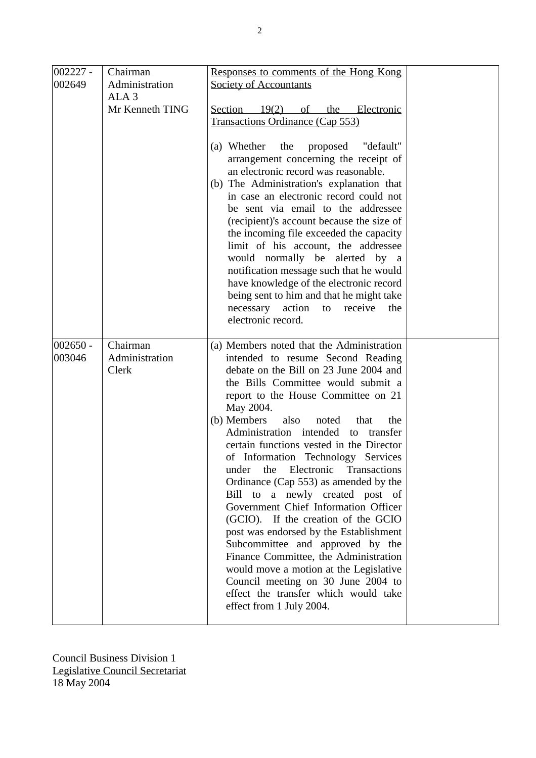| | | | |
|---|---|---|---|
| 002227 - 002649 | Chairman<br>Administration<br>ALA 3<br>Mr Kenneth TING | <u>Responses to comments of the Hong Kong Society of Accountants</u><br><br><u>Section 19(2) of the Electronic Transactions Ordinance (Cap 553)</u><br><br>(a) Whether the proposed "default" arrangement concerning the receipt of an electronic record was reasonable.<br>(b) The Administration's explanation that in case an electronic record could not be sent via email to the addressee (recipient)'s account because the size of the incoming file exceeded the capacity limit of his account, the addressee would normally be alerted by a notification message such that he would have knowledge of the electronic record being sent to him and that he might take necessary action to receive the electronic record. | |
| 002650 - 003046 | Chairman<br>Administration<br>Clerk | (a) Members noted that the Administration intended to resume Second Reading debate on the Bill on 23 June 2004 and the Bills Committee would submit a report to the House Committee on 21 May 2004.<br>(b) Members also noted that the Administration intended to transfer certain functions vested in the Director of Information Technology Services under the Electronic Transactions Ordinance (Cap 553) as amended by the Bill to a newly created post of Government Chief Information Officer (GCIO). If the creation of the GCIO post was endorsed by the Establishment Subcommittee and approved by the Finance Committee, the Administration would move a motion at the Legislative Council meeting on 30 June 2004 to effect the transfer which would take effect from 1 July 2004. | |

Council Business Division 1
<u>Legislative Council Secretariat</u>
18 May 2004